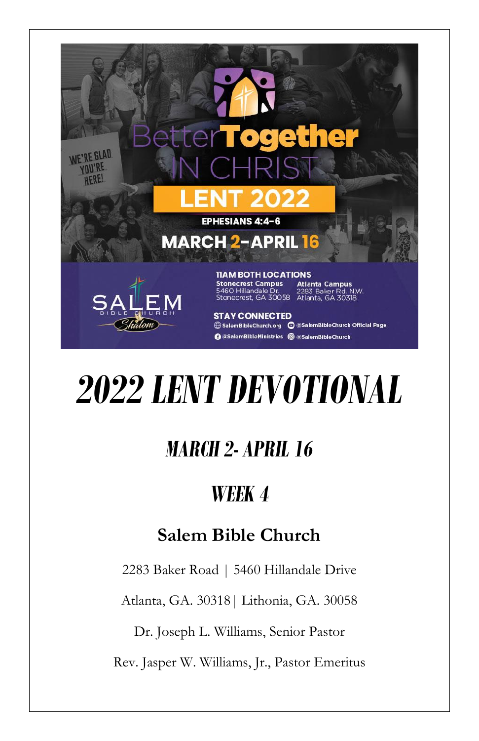Better Together IN CHRIST

LENT 2022

EPHESIANS 4:4-6

MARCH 2-APRIL 16

11AM BOTH LOCATIONS

Stonecrest Campus
5460 Hillandale Dr.
Stonecrest, GA 30058

Atlanta Campus
2283 Baker Rd. N.W.
Atlanta, GA 30318

STAY CONNECTED

SalemBibleChurch.org | @SalemBibleChurch Official Page | @SalemBibleMinistries | @SalemBibleChurch

SALEM BIBLE CHURCH Shalom

# *2022 LENT DEVOTIONAL*

## *MARCH 2- APRIL 16*

## *WEEK 4*

### Salem Bible Church

2283 Baker Road | 5460 Hillandale Drive

Atlanta, GA. 30318 | Lithonia, GA. 30058

Dr. Joseph L. Williams, Senior Pastor

Rev. Jasper W. Williams, Jr., Pastor Emeritus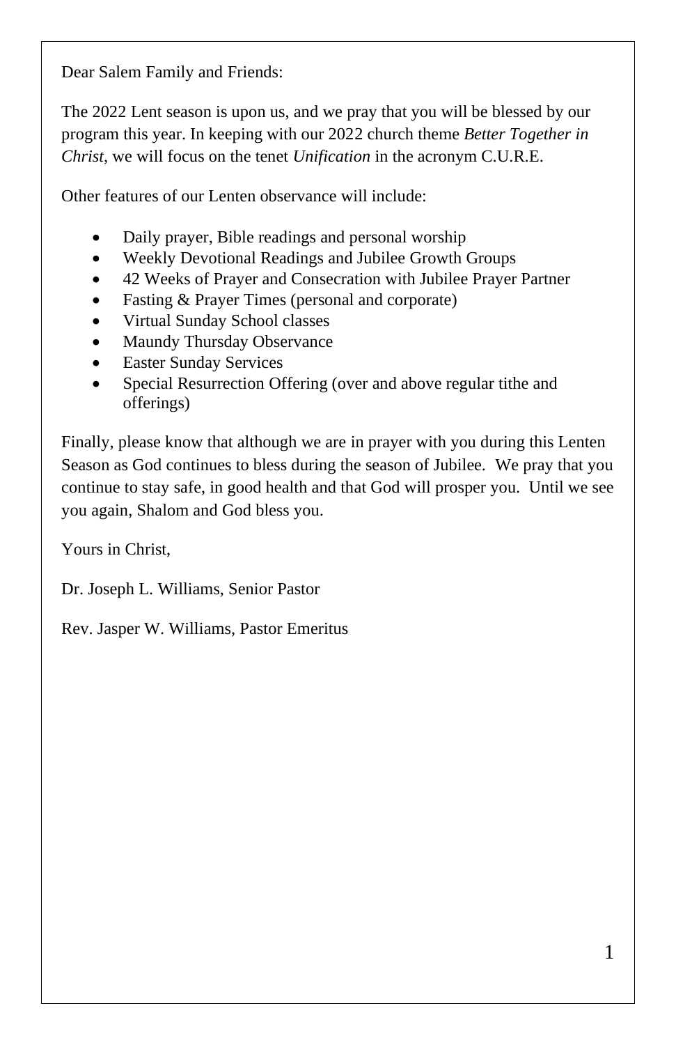Dear Salem Family and Friends:

The 2022 Lent season is upon us, and we pray that you will be blessed by our program this year. In keeping with our 2022 church theme *Better Together in Christ*, we will focus on the tenet *Unification* in the acronym C.U.R.E.

Other features of our Lenten observance will include:

- Daily prayer, Bible readings and personal worship
- Weekly Devotional Readings and Jubilee Growth Groups
- 42 Weeks of Prayer and Consecration with Jubilee Prayer Partner
- Fasting & Prayer Times (personal and corporate)
- Virtual Sunday School classes
- Maundy Thursday Observance
- Easter Sunday Services
- Special Resurrection Offering (over and above regular tithe and offerings)

Finally, please know that although we are in prayer with you during this Lenten Season as God continues to bless during the season of Jubilee. We pray that you continue to stay safe, in good health and that God will prosper you. Until we see you again, Shalom and God bless you.

Yours in Christ,

Dr. Joseph L. Williams, Senior Pastor

Rev. Jasper W. Williams, Pastor Emeritus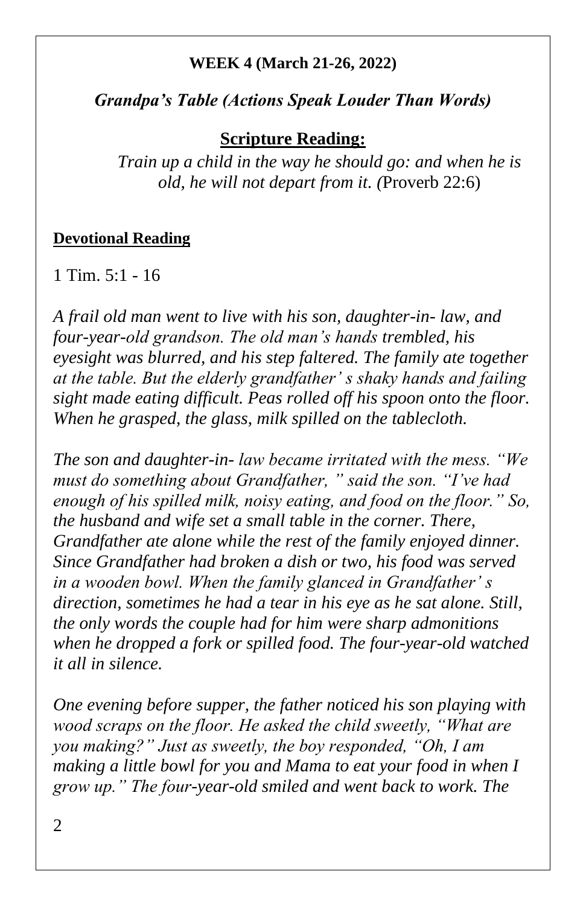**WEEK 4 (March 21-26, 2022)**

***Grandpa's Table (Actions Speak Louder Than Words)***

**Scripture Reading:**

*Train up a child in the way he should go: and when he is old, he will not depart from it. (*Proverb 22:6)

**Devotional Reading**

1 Tim. 5:1 - 16

*A frail old man went to live with his son, daughter-in- law, and four-year-old grandson. The old man's hands trembled, his eyesight was blurred, and his step faltered. The family ate together at the table. But the elderly grandfather' s shaky hands and failing sight made eating difficult. Peas rolled off his spoon onto the floor. When he grasped, the glass, milk spilled on the tablecloth.*

*The son and daughter-in- law became irritated with the mess. "We must do something about Grandfather, " said the son. "I've had enough of his spilled milk, noisy eating, and food on the floor." So, the husband and wife set a small table in the corner. There, Grandfather ate alone while the rest of the family enjoyed dinner. Since Grandfather had broken a dish or two, his food was served in a wooden bowl. When the family glanced in Grandfather' s direction, sometimes he had a tear in his eye as he sat alone. Still, the only words the couple had for him were sharp admonitions when he dropped a fork or spilled food. The four-year-old watched it all in silence.*

*One evening before supper, the father noticed his son playing with wood scraps on the floor. He asked the child sweetly, "What are you making?" Just as sweetly, the boy responded, "Oh, I am making a little bowl for you and Mama to eat your food in when I grow up." The four-year-old smiled and went back to work. The*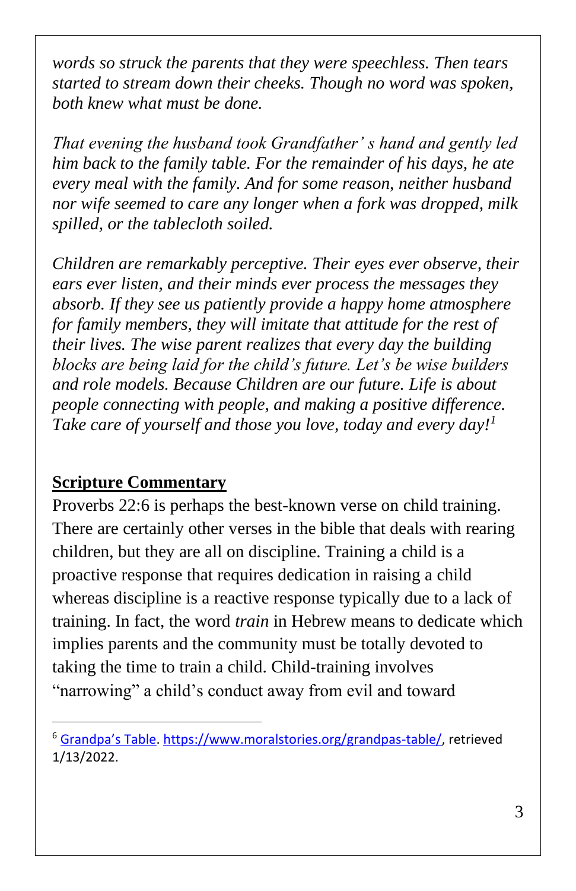*words so struck the parents that they were speechless. Then tears started to stream down their cheeks. Though no word was spoken, both knew what must be done.*

*That evening the husband took Grandfather' s hand and gently led him back to the family table. For the remainder of his days, he ate every meal with the family. And for some reason, neither husband nor wife seemed to care any longer when a fork was dropped, milk spilled, or the tablecloth soiled.*

*Children are remarkably perceptive. Their eyes ever observe, their ears ever listen, and their minds ever process the messages they absorb. If they see us patiently provide a happy home atmosphere for family members, they will imitate that attitude for the rest of their lives. The wise parent realizes that every day the building blocks are being laid for the child's future. Let's be wise builders and role models. Because Children are our future. Life is about people connecting with people, and making a positive difference. Take care of yourself and those you love, today and every day!*[1]

## Scripture Commentary

Proverbs 22:6 is perhaps the best-known verse on child training. There are certainly other verses in the bible that deals with rearing children, but they are all on discipline. Training a child is a proactive response that requires dedication in raising a child whereas discipline is a reactive response typically due to a lack of training. In fact, the word *train* in Hebrew means to dedicate which implies parents and the community must be totally devoted to taking the time to train a child. Child-training involves "narrowing" a child's conduct away from evil and toward

---

[6] Grandpa's Table. https://www.moralstories.org/grandpas-table/, retrieved 1/13/2022.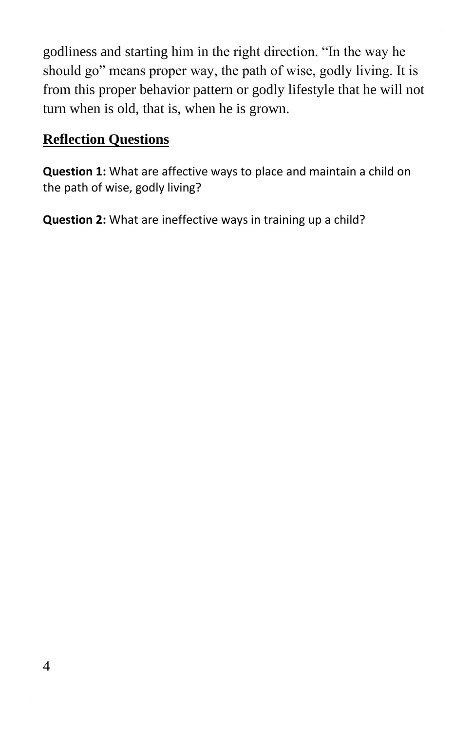godliness and starting him in the right direction. "In the way he should go" means proper way, the path of wise, godly living. It is from this proper behavior pattern or godly lifestyle that he will not turn when is old, that is, when he is grown.

## Reflection Questions

**Question 1:** What are affective ways to place and maintain a child on the path of wise, godly living?

**Question 2:** What are ineffective ways in training up a child?